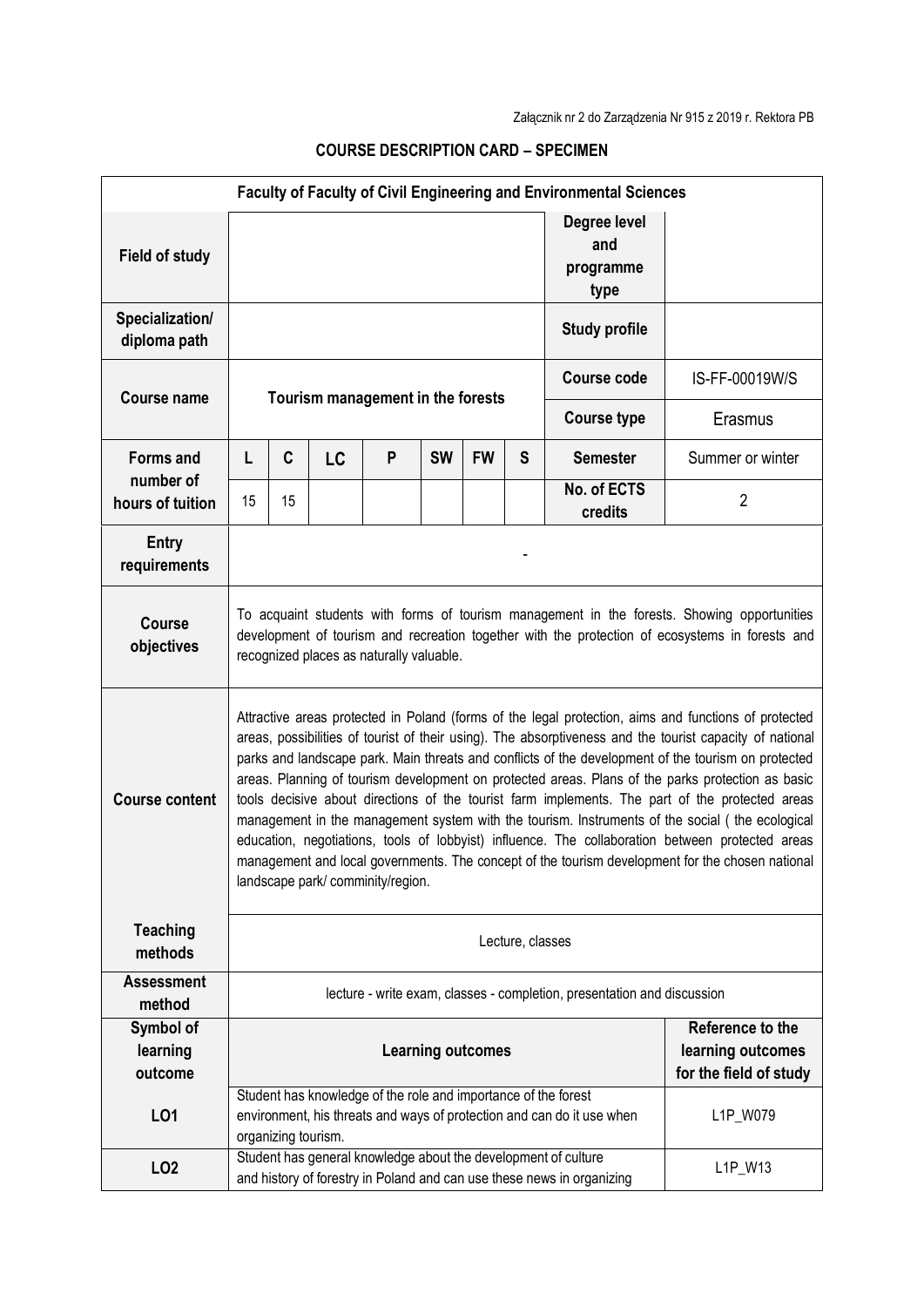Załącznik nr 2 do Zarządzenia Nr 915 z 2019 r. Rektora PB

## COURSE DESCRIPTION CARD – SPECIMEN

| Faculty of Faculty of Civil Engineering and Environmental Sciences | | | | | | | | | |
|---|---|---|---|---|---|---|---|---|---|
| **Field of study** | | | | | | | | **Degree level and programme type** | |
| **Specialization/ diploma path** | | | | | | | | **Study profile** | |
| **Course name** | Tourism management in the forests | | | | | | | **Course code** | IS-FF-00019W/S |
| | | | | | | | | **Course type** | Erasmus |
| **Forms and number of hours of tuition** | L | C | LC | P | SW | FW | S | **Semester** | Summer or winter |
| | 15 | 15 | | | | | | **No. of ECTS credits** | 2 |
| **Entry requirements** | - | | | | | | | | |
| **Course objectives** | To acquaint students with forms of tourism management in the forests. Showing opportunities development of tourism and recreation together with the protection of ecosystems in forests and recognized places as naturally valuable. | | | | | | | | |
| **Course content** | Attractive areas protected in Poland (forms of the legal protection, aims and functions of protected areas, possibilities of tourist of their using). The absorptiveness and the tourist capacity of national parks and landscape park. Main threats and conflicts of the development of the tourism on protected areas. Planning of tourism development on protected areas. Plans of the parks protection as basic tools decisive about directions of the tourist farm implements. The part of the protected areas management in the management system with the tourism. Instruments of the social ( the ecological education, negotiations, tools of lobbyist) influence. The collaboration between protected areas management and local governments. The concept of the tourism development for the chosen national landscape park/ comminity/region. | | | | | | | | |
| **Teaching methods** | Lecture, classes | | | | | | | | |
| **Assessment method** | lecture - write exam, classes - completion, presentation and discussion | | | | | | | | |
| **Symbol of learning outcome** | **Learning outcomes** | | | | | | | | **Reference to the learning outcomes for the field of study** |
| **LO1** | Student has knowledge of the role and importance of the forest environment, his threats and ways of protection and can do it use when organizing tourism. | | | | | | | | L1P_W079 |
| **LO2** | Student has general knowledge about the development of culture and history of forestry in Poland and can use these news in organizing | | | | | | | | L1P_W13 |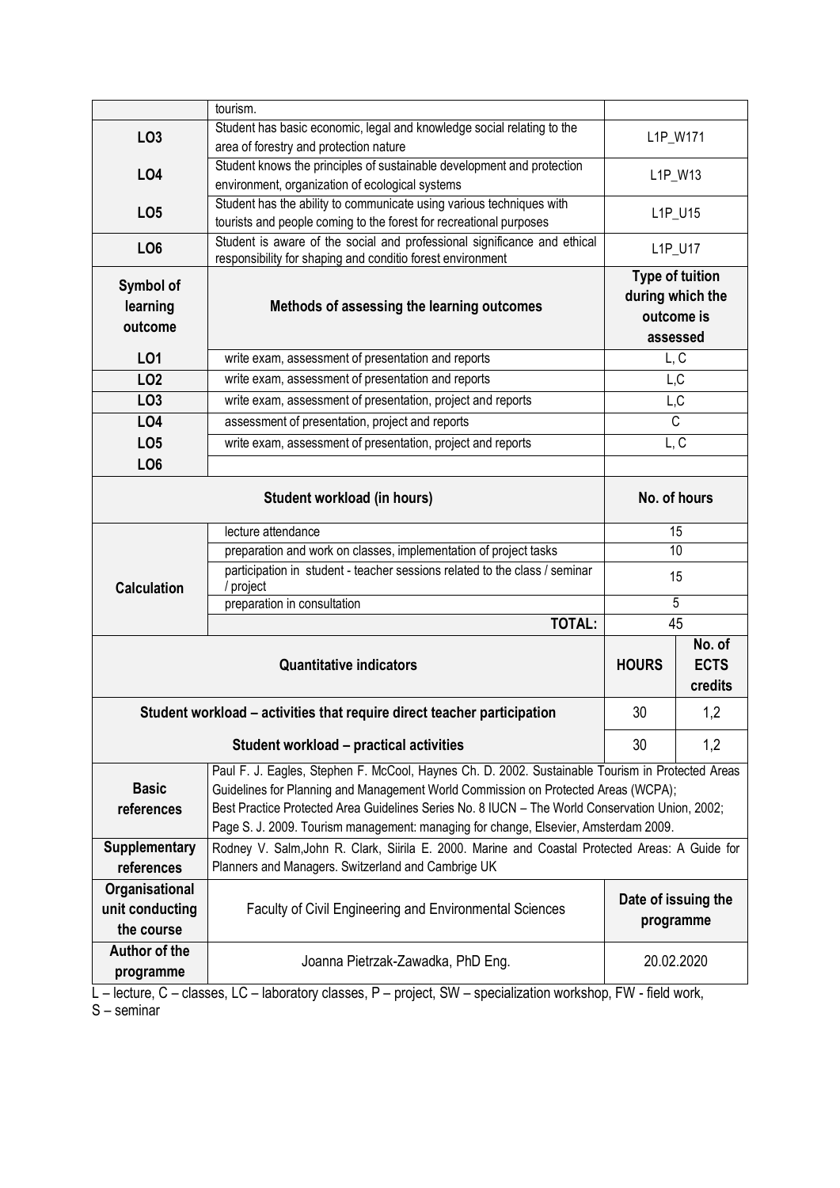| | | |
|---|---|---|
| | tourism. | |
| **LO3** | Student has basic economic, legal and knowledge social relating to the area of forestry and protection nature | L1P_W171 |
| **LO4** | Student knows the principles of sustainable development and protection environment, organization of ecological systems | L1P_W13 |
| **LO5** | Student has the ability to communicate using various techniques with tourists and people coming to the forest for recreational purposes | L1P_U15 |
| **LO6** | Student is aware of the social and professional significance and ethical responsibility for shaping and conditio forest environment | L1P_U17 |

| **Symbol of learning outcome** | **Methods of assessing the learning outcomes** | **Type of tuition during which the outcome is assessed** |
|---|---|---|
| **LO1** | write exam, assessment of presentation and reports | L, C |
| **LO2** | write exam, assessment of presentation and reports | L,C |
| **LO3** | write exam, assessment of presentation, project and reports | L,C |
| **LO4** | assessment of presentation, project and reports | C |
| **LO5** | write exam, assessment of presentation, project and reports | L, C |
| **LO6** | | |

| **Student workload (in hours)** | | **No. of hours** |
|---|---|---|
| **Calculation** | lecture attendance | 15 |
| | preparation and work on classes, implementation of project tasks | 10 |
| | participation in student - teacher sessions related to the class / seminar / project | 15 |
| | preparation in consultation | 5 |
| | **TOTAL:** | 45 |

| **Quantitative indicators** | **HOURS** | **No. of ECTS credits** |
|---|---|---|
| **Student workload – activities that require direct teacher participation** | 30 | 1,2 |
| **Student workload – practical activities** | 30 | 1,2 |

| | | |
|---|---|---|
| **Basic references** | Paul F. J. Eagles, Stephen F. McCool, Haynes Ch. D. 2002. Sustainable Tourism in Protected Areas Guidelines for Planning and Management World Commission on Protected Areas (WCPA); Best Practice Protected Area Guidelines Series No. 8 IUCN – The World Conservation Union, 2002; Page S. J. 2009. Tourism management: managing for change, Elsevier, Amsterdam 2009. | |
| **Supplementary references** | Rodney V. Salm,John R. Clark, Siirila E. 2000. Marine and Coastal Protected Areas: A Guide for Planners and Managers. Switzerland and Cambrige UK | |
| **Organisational unit conducting the course** | Faculty of Civil Engineering and Environmental Sciences | **Date of issuing the programme** |
| **Author of the programme** | Joanna Pietrzak-Zawadka, PhD Eng. | 20.02.2020 |

L – lecture, C – classes, LC – laboratory classes, P – project, SW – specialization workshop, FW - field work, S – seminar